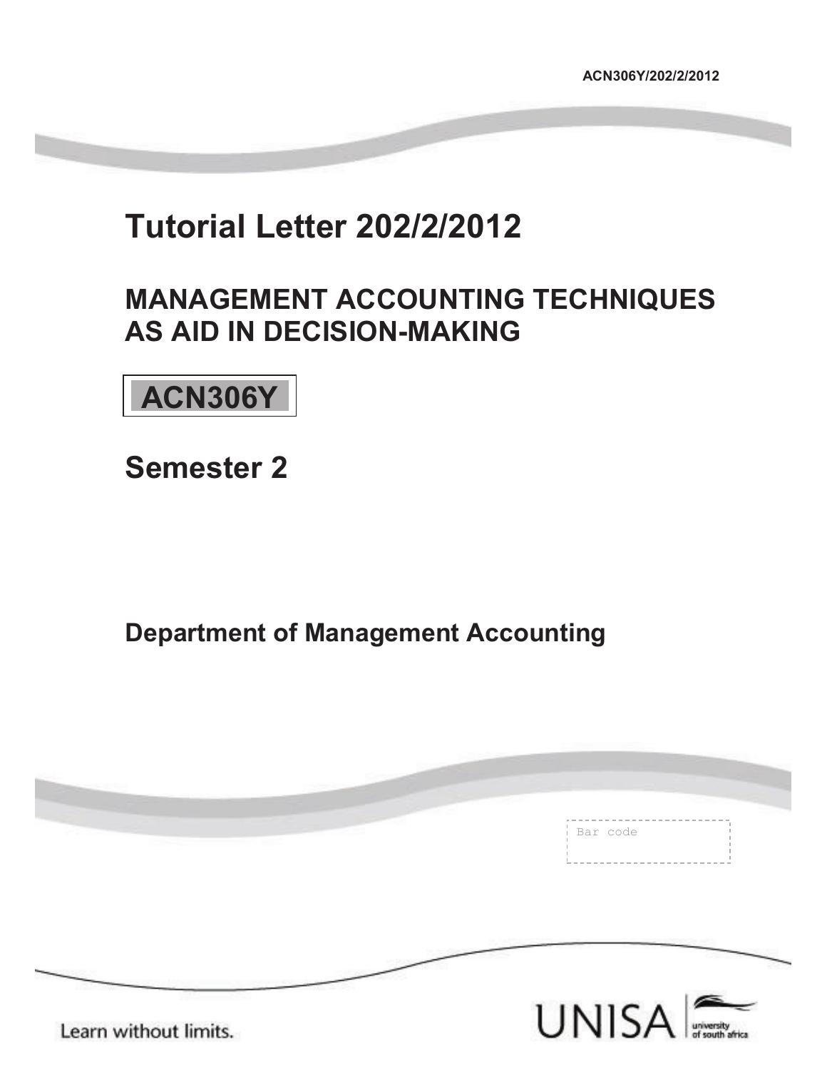ACN306Y/202/2/2012

# Tutorial Letter 202/2/2012

## MANAGEMENT ACCOUNTING TECHNIQUES AS AID IN DECISION-MAKING

## ACN306Y

## Semester 2

### Department of Management Accounting

Bar code

Learn without limits.

UNISA university of south africa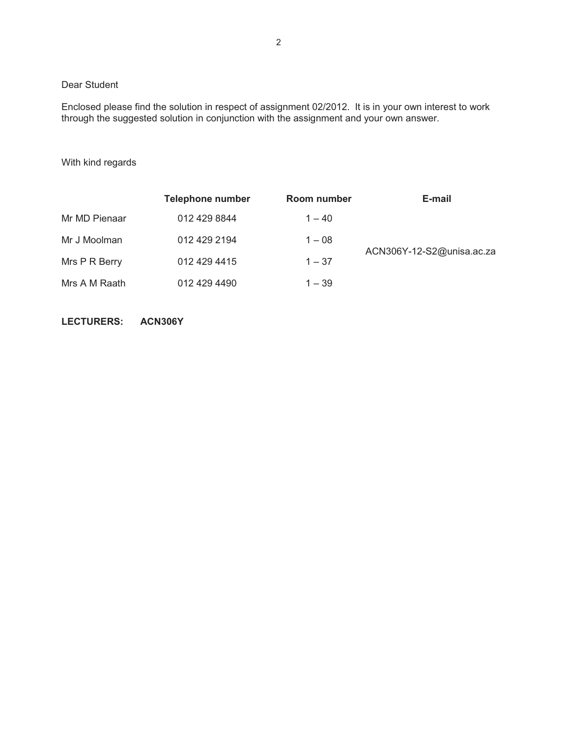Dear Student

Enclosed please find the solution in respect of assignment 02/2012. It is in your own interest to work through the suggested solution in conjunction with the assignment and your own answer.

With kind regards

| | Telephone number | Room number | E-mail |
|---|---|---|---|
| Mr MD Pienaar | 012 429 8844 | 1 – 40 | |
| Mr J Moolman | 012 429 2194 | 1 – 08 | ACN306Y-12-S2@unisa.ac.za |
| Mrs P R Berry | 012 429 4415 | 1 – 37 | |
| Mrs A M Raath | 012 429 4490 | 1 – 39 | |

**LECTURERS: ACN306Y**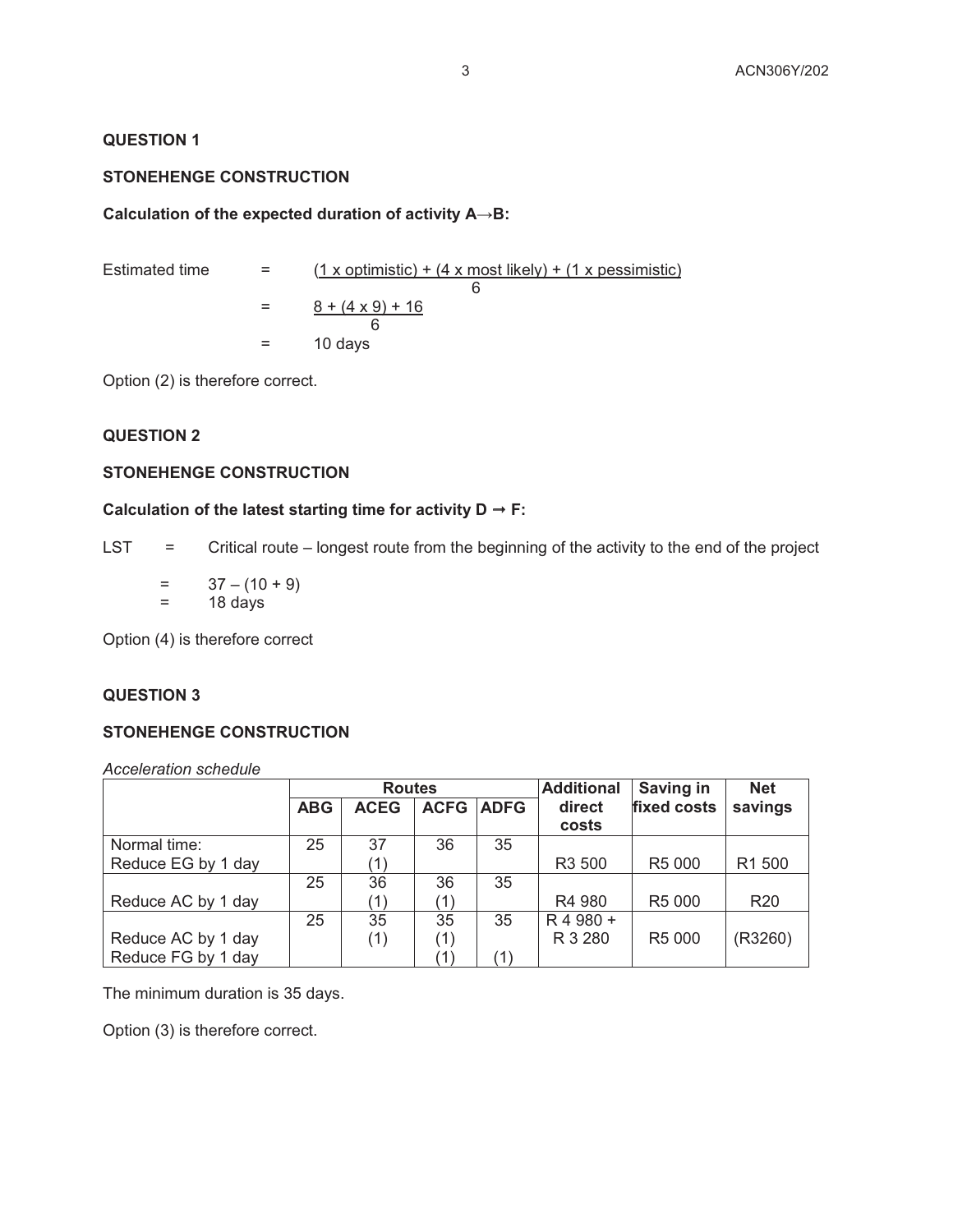## QUESTION 1

### STONEHENGE CONSTRUCTION

**Calculation of the expected duration of activity A→B:**

$$\text{Estimated time} = \frac{(1 \times \text{optimistic}) + (4 \times \text{most likely}) + (1 \times \text{pessimistic})}{6}$$

$$= \frac{8 + (4 \times 9) + 16}{6}$$

$$= 10 \text{ days}$$

Option (2) is therefore correct.

## QUESTION 2

### STONEHENGE CONSTRUCTION

**Calculation of the latest starting time for activity D → F:**

LST = Critical route – longest route from the beginning of the activity to the end of the project

= 37 – (10 + 9)
= 18 days

Option (4) is therefore correct

## QUESTION 3

### STONEHENGE CONSTRUCTION

*Acceleration schedule*

| | Routes | | | | Additional direct costs | Saving in fixed costs | Net savings |
|---|---|---|---|---|---|---|---|
| | ABG | ACEG | ACFG | ADFG | | | |
| Normal time: | 25 | 37 | 36 | 35 | | | |
| Reduce EG by 1 day | | (1) | | | R3 500 | R5 000 | R1 500 |
| | 25 | 36 | 36 | 35 | | | |
| Reduce AC by 1 day | | (1) | (1) | | R4 980 | R5 000 | R20 |
| | 25 | 35 | 35 | 35 | R 4 980 + | | |
| Reduce AC by 1 day | | (1) | (1) | | R 3 280 | R5 000 | (R3260) |
| Reduce FG by 1 day | | | (1) | (1) | | | |

The minimum duration is 35 days.

Option (3) is therefore correct.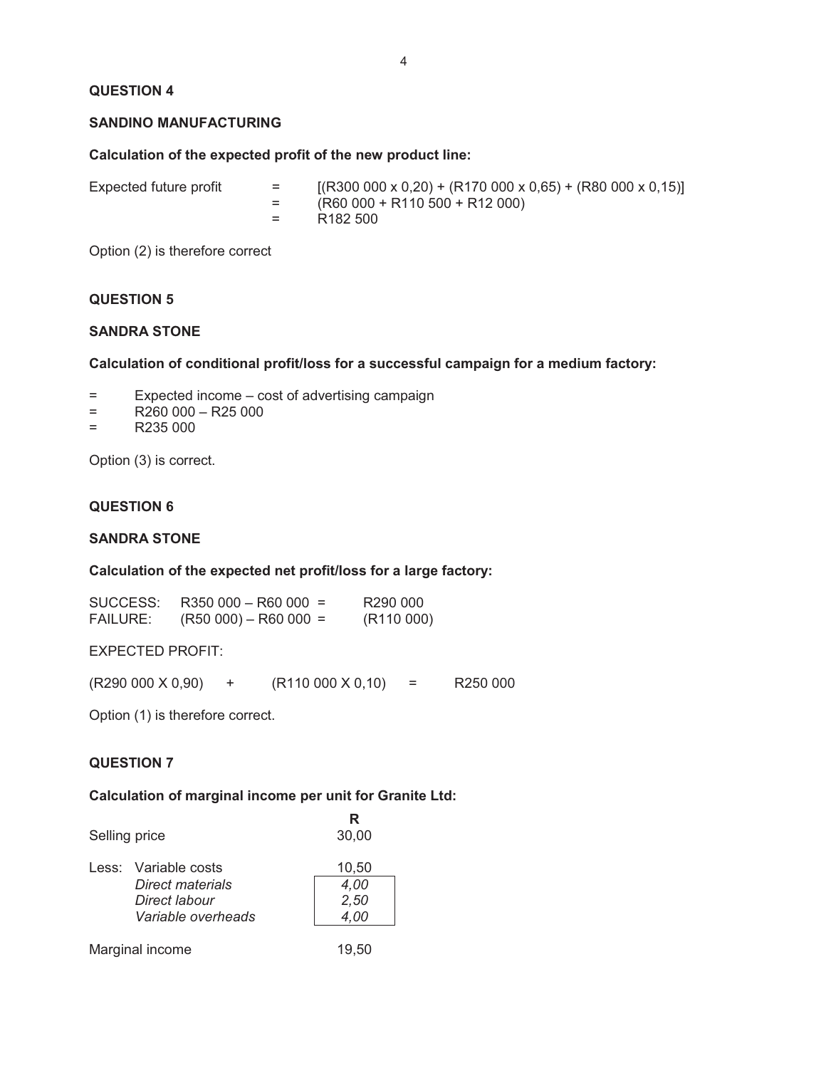## QUESTION 4

### SANDINO MANUFACTURING

**Calculation of the expected profit of the new product line:**

| | | |
|---|---|---|
| Expected future profit | = | [(R300 000 x 0,20) + (R170 000 x 0,65) + (R80 000 x 0,15)] |
| | = | (R60 000 + R110 500 + R12 000) |
| | = | R182 500 |

Option (2) is therefore correct

## QUESTION 5

### SANDRA STONE

**Calculation of conditional profit/loss for a successful campaign for a medium factory:**

= Expected income – cost of advertising campaign
= R260 000 – R25 000
= R235 000

Option (3) is correct.

## QUESTION 6

### SANDRA STONE

**Calculation of the expected net profit/loss for a large factory:**

| | | |
|---|---|---|
| SUCCESS: | R350 000 – R60 000 = | R290 000 |
| FAILURE: | (R50 000) – R60 000 = | (R110 000) |

EXPECTED PROFIT:

(R290 000 X 0,90) + (R110 000 X 0,10) = R250 000

Option (1) is therefore correct.

## QUESTION 7

**Calculation of marginal income per unit for Granite Ltd:**

| | R |
|---|---|
| Selling price | 30,00 |
| Less: Variable costs | 10,50 |
| *Direct materials* | *4,00* |
| *Direct labour* | *2,50* |
| *Variable overheads* | *4,00* |
| Marginal income | 19,50 |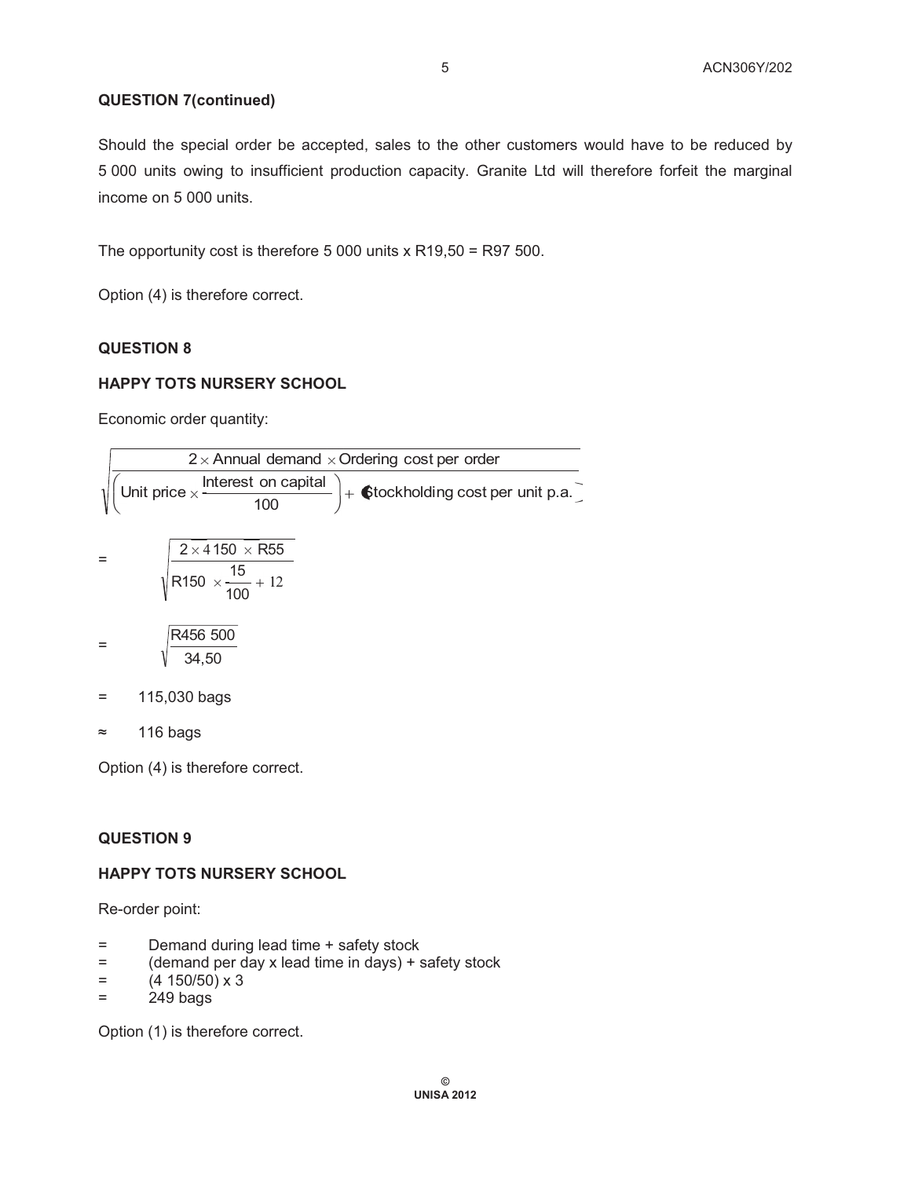**QUESTION 7(continued)**

Should the special order be accepted, sales to the other customers would have to be reduced by 5 000 units owing to insufficient production capacity. Granite Ltd will therefore forfeit the marginal income on 5 000 units.

The opportunity cost is therefore 5 000 units x R19,50 = R97 500.

Option (4) is therefore correct.

**QUESTION 8**

**HAPPY TOTS NURSERY SCHOOL**

Economic order quantity:

$$\sqrt{\frac{2 \times \text{Annual demand} \times \text{Ordering cost per order}}{\left(\text{Unit price} \times \frac{\text{Interest on capital}}{100}\right) + \text{Stockholding cost per unit p.a.}}}$$

$$= \sqrt{\frac{2 \times 4\,150 \times \text{R55}}{\text{R150} \times \frac{15}{100} + 12}}$$

$$= \sqrt{\frac{\text{R456 500}}{34{,}50}}$$

= 115,030 bags

≈ 116 bags

Option (4) is therefore correct.

**QUESTION 9**

**HAPPY TOTS NURSERY SCHOOL**

Re-order point:

= Demand during lead time + safety stock
= (demand per day x lead time in days) + safety stock
= (4 150/50) x 3
= 249 bags

Option (1) is therefore correct.